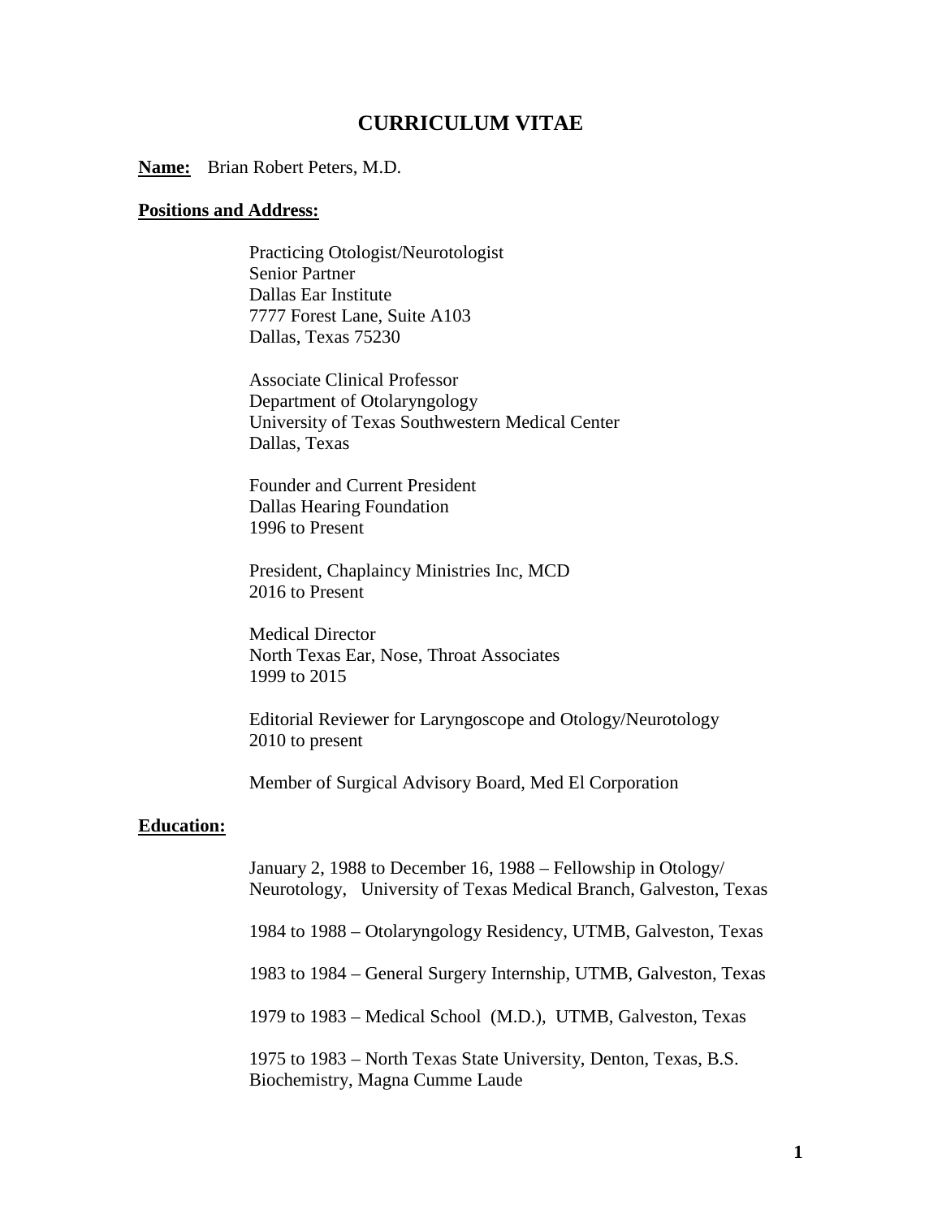# CURRICULUM VITAE

**Name:** Brian Robert Peters, M.D.

**Positions and Address:**

Practicing Otologist/Neurotologist
Senior Partner
Dallas Ear Institute
7777 Forest Lane, Suite A103
Dallas, Texas 75230

Associate Clinical Professor
Department of Otolaryngology
University of Texas Southwestern Medical Center
Dallas, Texas

Founder and Current President
Dallas Hearing Foundation
1996 to Present

President, Chaplaincy Ministries Inc, MCD
2016 to Present

Medical Director
North Texas Ear, Nose, Throat Associates
1999 to 2015

Editorial Reviewer for Laryngoscope and Otology/Neurotology
2010 to present

Member of Surgical Advisory Board, Med El Corporation

**Education:**

January 2, 1988 to December 16, 1988 – Fellowship in Otology/ Neurotology, University of Texas Medical Branch, Galveston, Texas

1984 to 1988 – Otolaryngology Residency, UTMB, Galveston, Texas

1983 to 1984 – General Surgery Internship, UTMB, Galveston, Texas

1979 to 1983 – Medical School (M.D.), UTMB, Galveston, Texas

1975 to 1983 – North Texas State University, Denton, Texas, B.S. Biochemistry, Magna Cumme Laude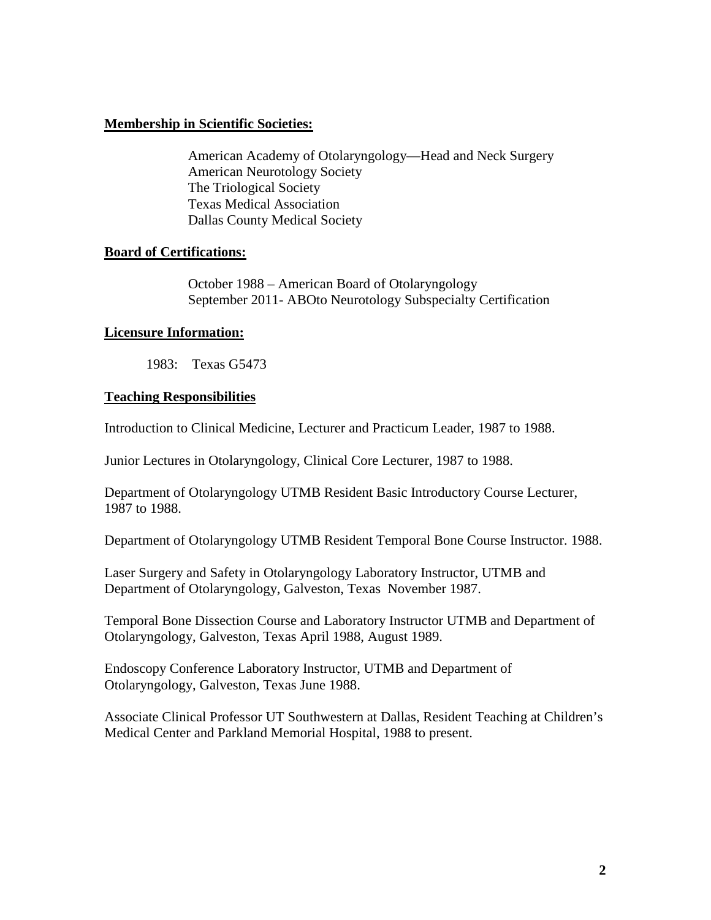**Membership in Scientific Societies:**

American Academy of Otolaryngology—Head and Neck Surgery
American Neurotology Society
The Triological Society
Texas Medical Association
Dallas County Medical Society

**Board of Certifications:**

October 1988 – American Board of Otolaryngology
September 2011- ABOto Neurotology Subspecialty Certification

**Licensure Information:**

1983: Texas G5473

**Teaching Responsibilities**

Introduction to Clinical Medicine, Lecturer and Practicum Leader, 1987 to 1988.

Junior Lectures in Otolaryngology, Clinical Core Lecturer, 1987 to 1988.

Department of Otolaryngology UTMB Resident Basic Introductory Course Lecturer, 1987 to 1988.

Department of Otolaryngology UTMB Resident Temporal Bone Course Instructor. 1988.

Laser Surgery and Safety in Otolaryngology Laboratory Instructor, UTMB and Department of Otolaryngology, Galveston, Texas November 1987.

Temporal Bone Dissection Course and Laboratory Instructor UTMB and Department of Otolaryngology, Galveston, Texas April 1988, August 1989.

Endoscopy Conference Laboratory Instructor, UTMB and Department of Otolaryngology, Galveston, Texas June 1988.

Associate Clinical Professor UT Southwestern at Dallas, Resident Teaching at Children's Medical Center and Parkland Memorial Hospital, 1988 to present.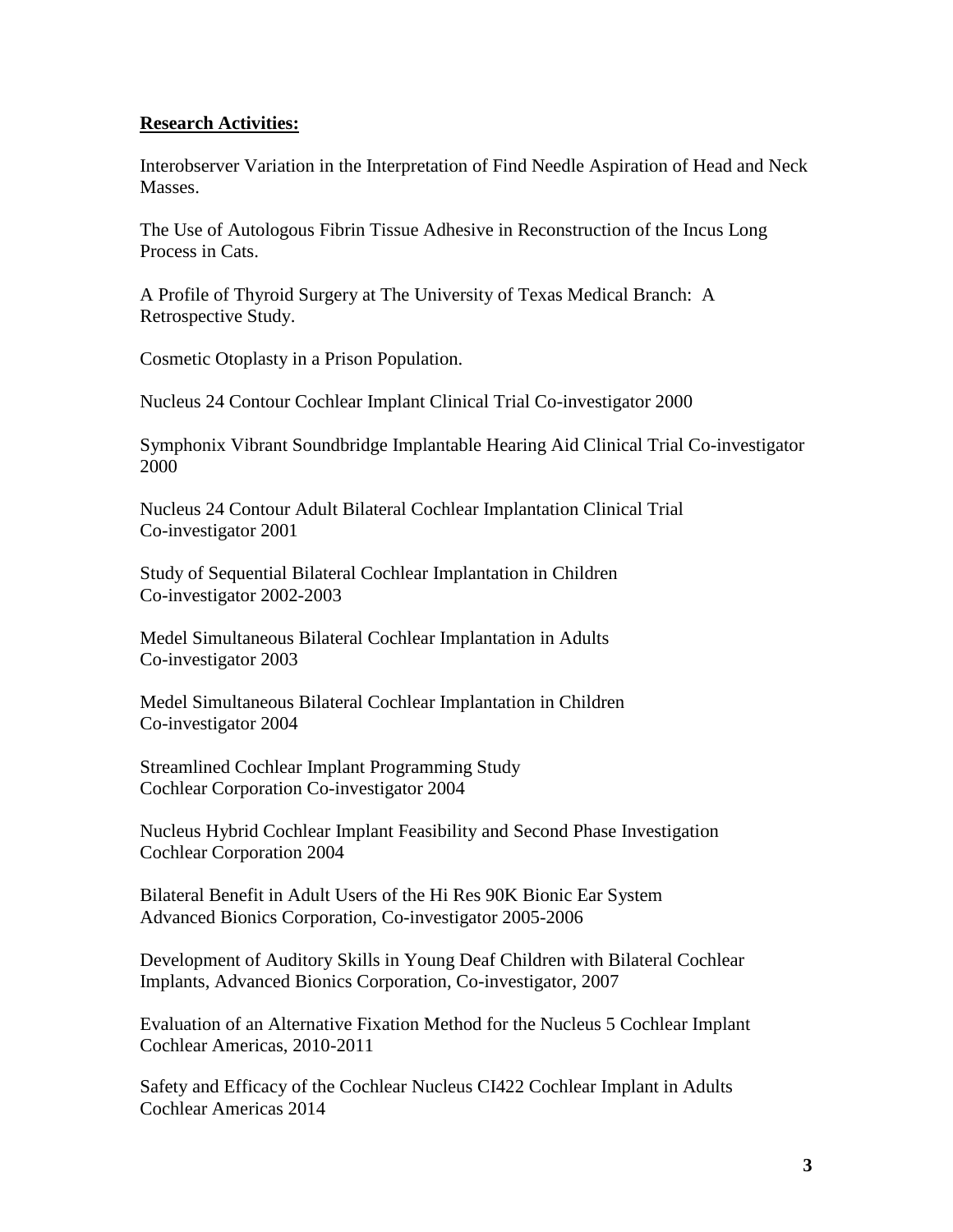**Research Activities:**

Interobserver Variation in the Interpretation of Find Needle Aspiration of Head and Neck Masses.

The Use of Autologous Fibrin Tissue Adhesive in Reconstruction of the Incus Long Process in Cats.

A Profile of Thyroid Surgery at The University of Texas Medical Branch: A Retrospective Study.

Cosmetic Otoplasty in a Prison Population.

Nucleus 24 Contour Cochlear Implant Clinical Trial Co-investigator 2000

Symphonix Vibrant Soundbridge Implantable Hearing Aid Clinical Trial Co-investigator 2000

Nucleus 24 Contour Adult Bilateral Cochlear Implantation Clinical Trial
Co-investigator 2001

Study of Sequential Bilateral Cochlear Implantation in Children
Co-investigator 2002-2003

Medel Simultaneous Bilateral Cochlear Implantation in Adults
Co-investigator 2003

Medel Simultaneous Bilateral Cochlear Implantation in Children
Co-investigator 2004

Streamlined Cochlear Implant Programming Study
Cochlear Corporation Co-investigator 2004

Nucleus Hybrid Cochlear Implant Feasibility and Second Phase Investigation
Cochlear Corporation 2004

Bilateral Benefit in Adult Users of the Hi Res 90K Bionic Ear System
Advanced Bionics Corporation, Co-investigator 2005-2006

Development of Auditory Skills in Young Deaf Children with Bilateral Cochlear Implants, Advanced Bionics Corporation, Co-investigator, 2007

Evaluation of an Alternative Fixation Method for the Nucleus 5 Cochlear Implant
Cochlear Americas, 2010-2011

Safety and Efficacy of the Cochlear Nucleus CI422 Cochlear Implant in Adults
Cochlear Americas 2014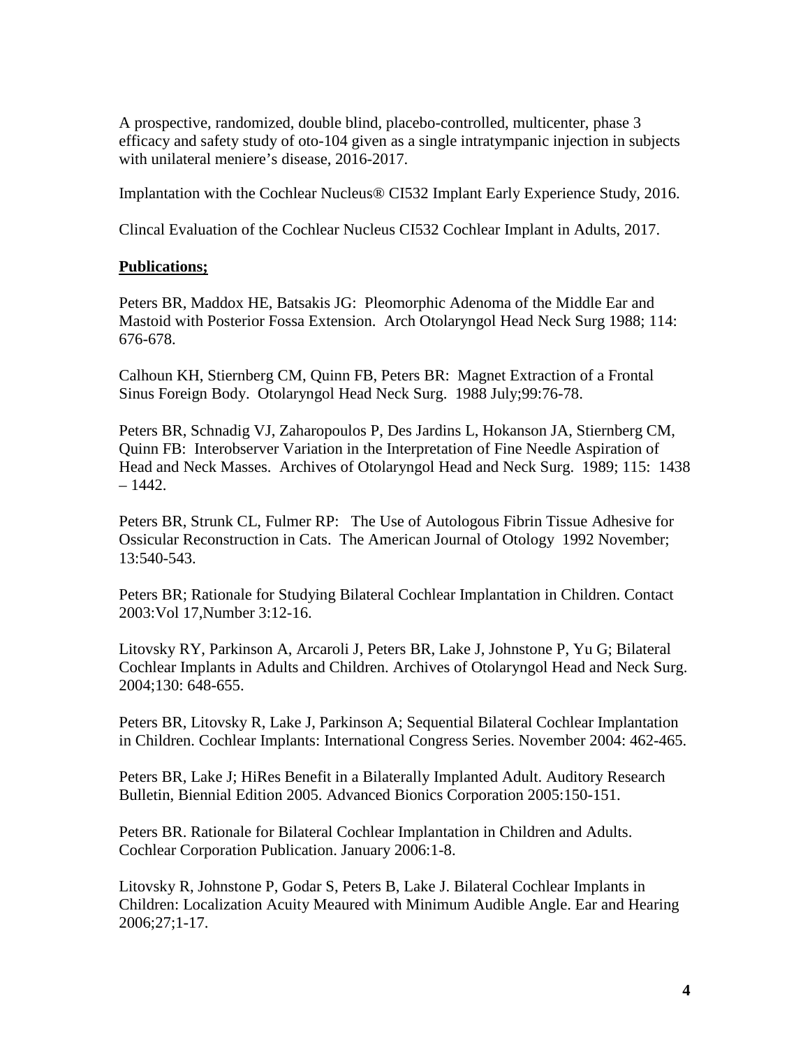A prospective, randomized, double blind, placebo-controlled, multicenter, phase 3 efficacy and safety study of oto-104 given as a single intratympanic injection in subjects with unilateral meniere's disease, 2016-2017.

Implantation with the Cochlear Nucleus® CI532 Implant Early Experience Study, 2016.

Clincal Evaluation of the Cochlear Nucleus CI532 Cochlear Implant in Adults, 2017.

**Publications;**

Peters BR, Maddox HE, Batsakis JG: Pleomorphic Adenoma of the Middle Ear and Mastoid with Posterior Fossa Extension. Arch Otolaryngol Head Neck Surg 1988; 114: 676-678.

Calhoun KH, Stiernberg CM, Quinn FB, Peters BR: Magnet Extraction of a Frontal Sinus Foreign Body. Otolaryngol Head Neck Surg. 1988 July;99:76-78.

Peters BR, Schnadig VJ, Zaharopoulos P, Des Jardins L, Hokanson JA, Stiernberg CM, Quinn FB: Interobserver Variation in the Interpretation of Fine Needle Aspiration of Head and Neck Masses. Archives of Otolaryngol Head and Neck Surg. 1989; 115: 1438 – 1442.

Peters BR, Strunk CL, Fulmer RP: The Use of Autologous Fibrin Tissue Adhesive for Ossicular Reconstruction in Cats. The American Journal of Otology 1992 November; 13:540-543.

Peters BR; Rationale for Studying Bilateral Cochlear Implantation in Children. Contact 2003:Vol 17,Number 3:12-16.

Litovsky RY, Parkinson A, Arcaroli J, Peters BR, Lake J, Johnstone P, Yu G; Bilateral Cochlear Implants in Adults and Children. Archives of Otolaryngol Head and Neck Surg. 2004;130: 648-655.

Peters BR, Litovsky R, Lake J, Parkinson A; Sequential Bilateral Cochlear Implantation in Children. Cochlear Implants: International Congress Series. November 2004: 462-465.

Peters BR, Lake J; HiRes Benefit in a Bilaterally Implanted Adult. Auditory Research Bulletin, Biennial Edition 2005. Advanced Bionics Corporation 2005:150-151.

Peters BR. Rationale for Bilateral Cochlear Implantation in Children and Adults. Cochlear Corporation Publication. January 2006:1-8.

Litovsky R, Johnstone P, Godar S, Peters B, Lake J. Bilateral Cochlear Implants in Children: Localization Acuity Meaured with Minimum Audible Angle. Ear and Hearing 2006;27;1-17.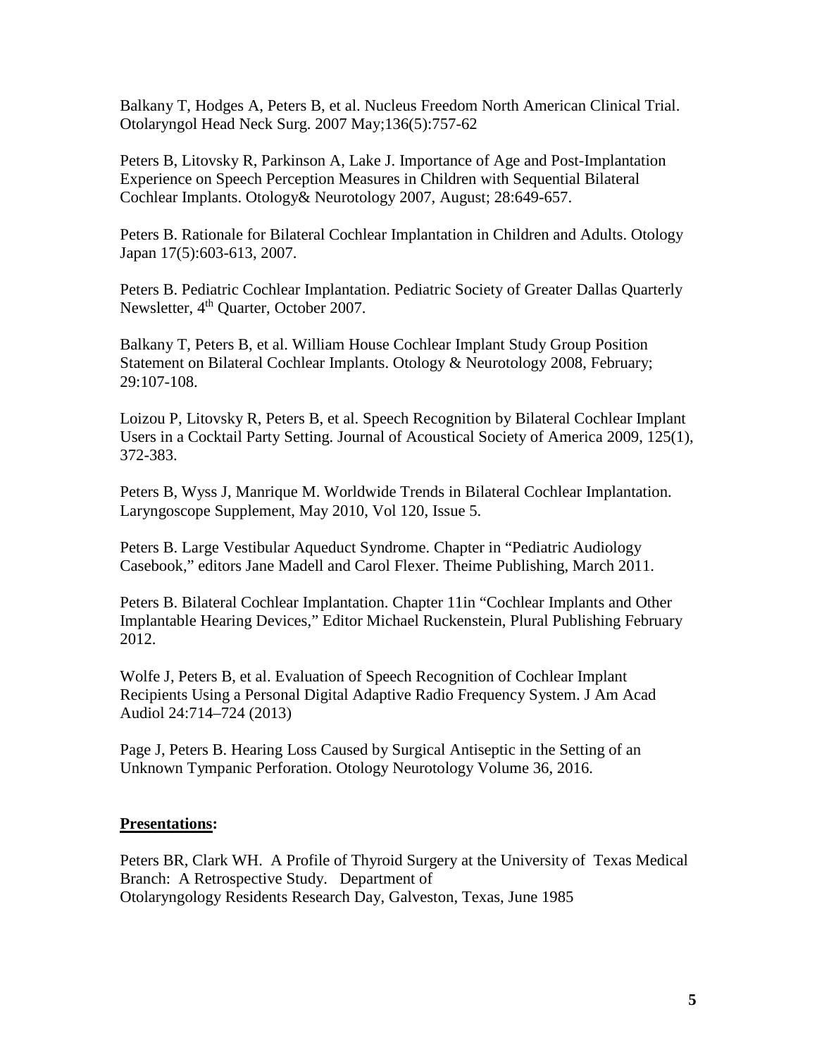Balkany T, Hodges A, Peters B, et al. Nucleus Freedom North American Clinical Trial. Otolaryngol Head Neck Surg. 2007 May;136(5):757-62

Peters B, Litovsky R, Parkinson A, Lake J. Importance of Age and Post-Implantation Experience on Speech Perception Measures in Children with Sequential Bilateral Cochlear Implants. Otology& Neurotology 2007, August; 28:649-657.

Peters B. Rationale for Bilateral Cochlear Implantation in Children and Adults. Otology Japan 17(5):603-613, 2007.

Peters B. Pediatric Cochlear Implantation. Pediatric Society of Greater Dallas Quarterly Newsletter, 4th Quarter, October 2007.

Balkany T, Peters B, et al. William House Cochlear Implant Study Group Position Statement on Bilateral Cochlear Implants. Otology & Neurotology 2008, February; 29:107-108.

Loizou P, Litovsky R, Peters B, et al. Speech Recognition by Bilateral Cochlear Implant Users in a Cocktail Party Setting. Journal of Acoustical Society of America 2009, 125(1), 372-383.

Peters B, Wyss J, Manrique M. Worldwide Trends in Bilateral Cochlear Implantation. Laryngoscope Supplement, May 2010, Vol 120, Issue 5.

Peters B. Large Vestibular Aqueduct Syndrome. Chapter in "Pediatric Audiology Casebook," editors Jane Madell and Carol Flexer. Theime Publishing, March 2011.

Peters B. Bilateral Cochlear Implantation. Chapter 11in "Cochlear Implants and Other Implantable Hearing Devices," Editor Michael Ruckenstein, Plural Publishing February 2012.

Wolfe J, Peters B, et al. Evaluation of Speech Recognition of Cochlear Implant Recipients Using a Personal Digital Adaptive Radio Frequency System. J Am Acad Audiol 24:714–724 (2013)

Page J, Peters B. Hearing Loss Caused by Surgical Antiseptic in the Setting of an Unknown Tympanic Perforation. Otology Neurotology Volume 36, 2016.

## **Presentations:**

Peters BR, Clark WH. A Profile of Thyroid Surgery at the University of Texas Medical Branch: A Retrospective Study. Department of Otolaryngology Residents Research Day, Galveston, Texas, June 1985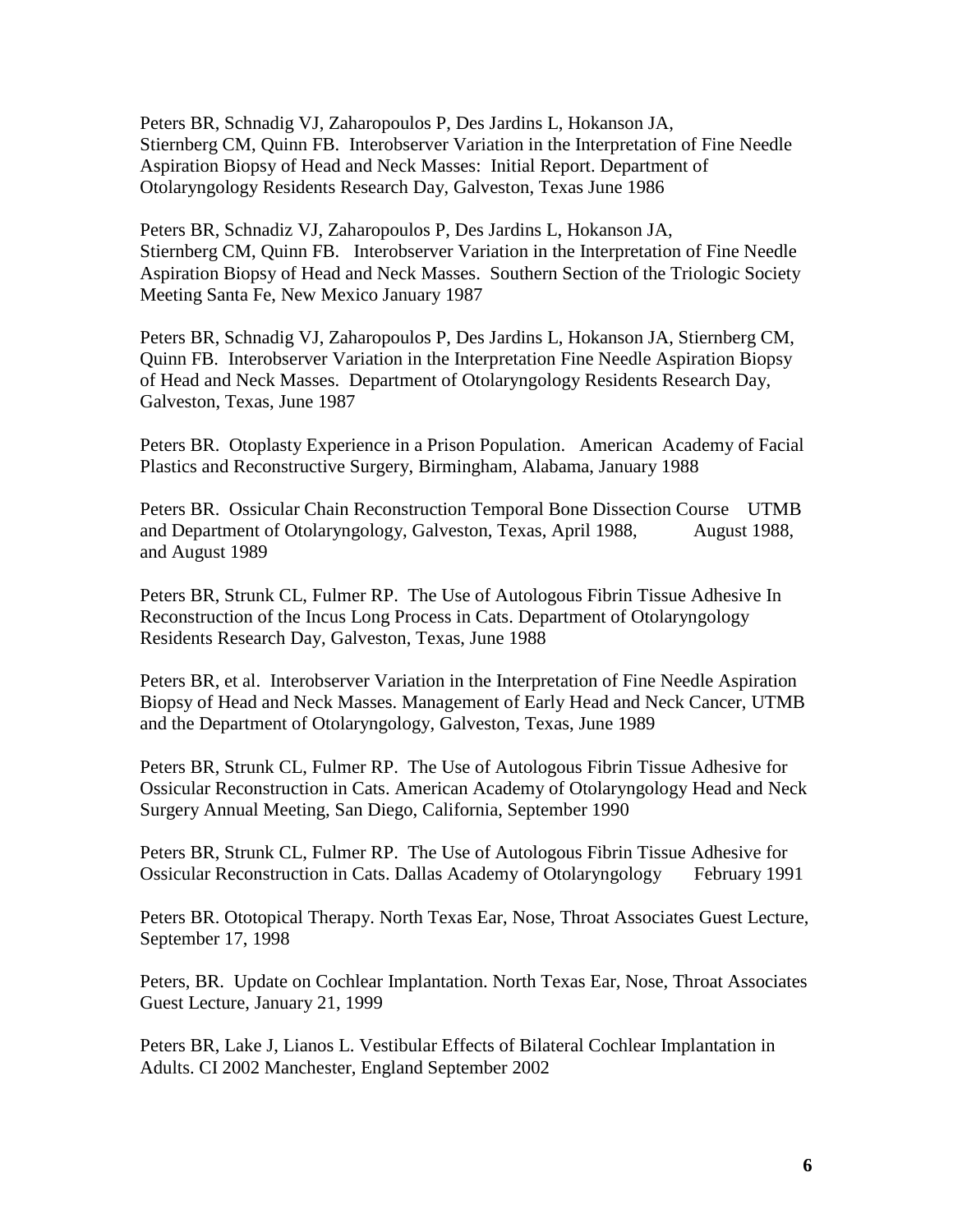Peters BR, Schnadig VJ, Zaharopoulos P, Des Jardins L, Hokanson JA, Stiernberg CM, Quinn FB. Interobserver Variation in the Interpretation of Fine Needle Aspiration Biopsy of Head and Neck Masses: Initial Report. Department of Otolaryngology Residents Research Day, Galveston, Texas June 1986

Peters BR, Schnadiz VJ, Zaharopoulos P, Des Jardins L, Hokanson JA, Stiernberg CM, Quinn FB. Interobserver Variation in the Interpretation of Fine Needle Aspiration Biopsy of Head and Neck Masses. Southern Section of the Triologic Society Meeting Santa Fe, New Mexico January 1987

Peters BR, Schnadig VJ, Zaharopoulos P, Des Jardins L, Hokanson JA, Stiernberg CM, Quinn FB. Interobserver Variation in the Interpretation Fine Needle Aspiration Biopsy of Head and Neck Masses. Department of Otolaryngology Residents Research Day, Galveston, Texas, June 1987

Peters BR. Otoplasty Experience in a Prison Population. American Academy of Facial Plastics and Reconstructive Surgery, Birmingham, Alabama, January 1988

Peters BR. Ossicular Chain Reconstruction Temporal Bone Dissection Course UTMB and Department of Otolaryngology, Galveston, Texas, April 1988, August 1988, and August 1989

Peters BR, Strunk CL, Fulmer RP. The Use of Autologous Fibrin Tissue Adhesive In Reconstruction of the Incus Long Process in Cats. Department of Otolaryngology Residents Research Day, Galveston, Texas, June 1988

Peters BR, et al. Interobserver Variation in the Interpretation of Fine Needle Aspiration Biopsy of Head and Neck Masses. Management of Early Head and Neck Cancer, UTMB and the Department of Otolaryngology, Galveston, Texas, June 1989

Peters BR, Strunk CL, Fulmer RP. The Use of Autologous Fibrin Tissue Adhesive for Ossicular Reconstruction in Cats. American Academy of Otolaryngology Head and Neck Surgery Annual Meeting, San Diego, California, September 1990

Peters BR, Strunk CL, Fulmer RP. The Use of Autologous Fibrin Tissue Adhesive for Ossicular Reconstruction in Cats. Dallas Academy of Otolaryngology February 1991

Peters BR. Ototopical Therapy. North Texas Ear, Nose, Throat Associates Guest Lecture, September 17, 1998

Peters, BR. Update on Cochlear Implantation. North Texas Ear, Nose, Throat Associates Guest Lecture, January 21, 1999

Peters BR, Lake J, Lianos L. Vestibular Effects of Bilateral Cochlear Implantation in Adults. CI 2002 Manchester, England September 2002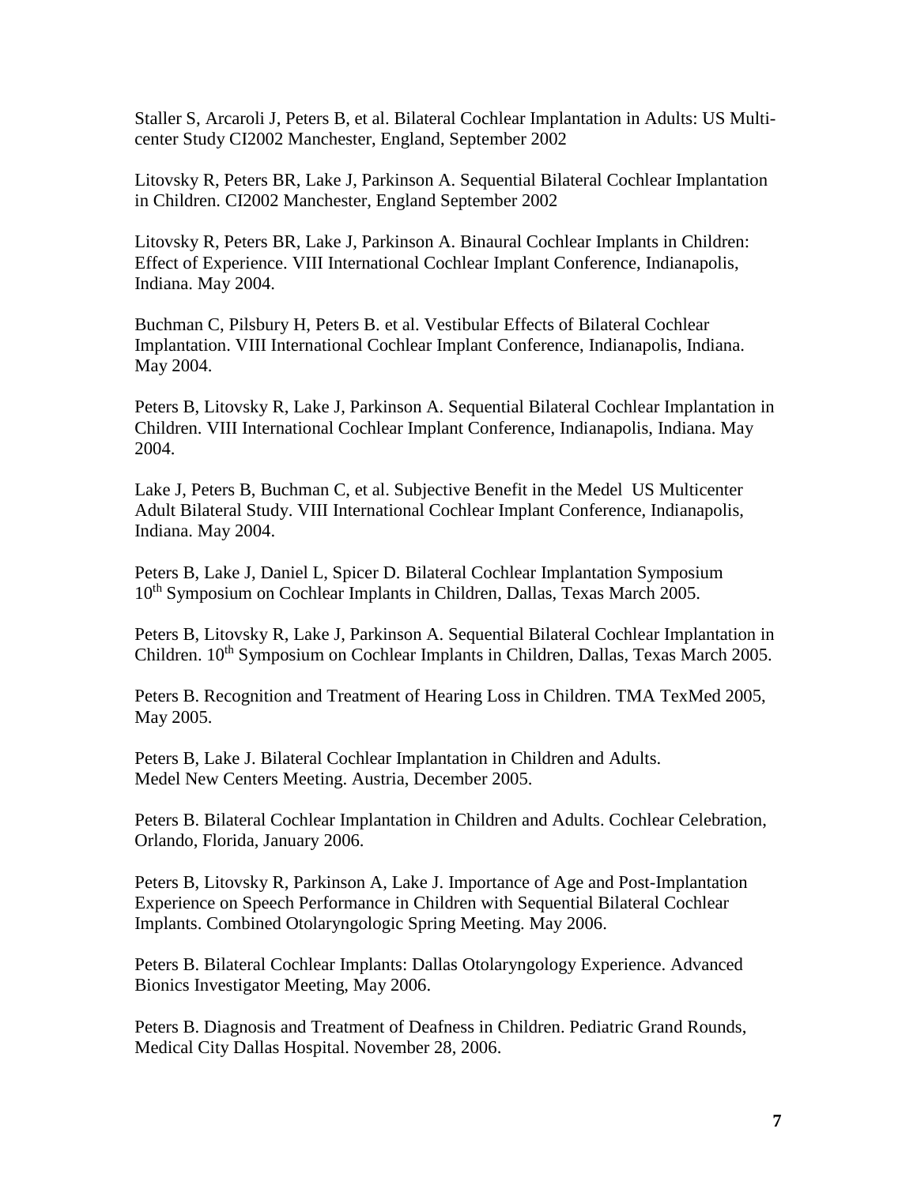Staller S, Arcaroli J, Peters B, et al. Bilateral Cochlear Implantation in Adults: US Multi-center Study CI2002 Manchester, England, September 2002

Litovsky R, Peters BR, Lake J, Parkinson A. Sequential Bilateral Cochlear Implantation in Children. CI2002 Manchester, England September 2002

Litovsky R, Peters BR, Lake J, Parkinson A. Binaural Cochlear Implants in Children: Effect of Experience. VIII International Cochlear Implant Conference, Indianapolis, Indiana. May 2004.

Buchman C, Pilsbury H, Peters B. et al. Vestibular Effects of Bilateral Cochlear Implantation. VIII International Cochlear Implant Conference, Indianapolis, Indiana. May 2004.

Peters B, Litovsky R, Lake J, Parkinson A. Sequential Bilateral Cochlear Implantation in Children. VIII International Cochlear Implant Conference, Indianapolis, Indiana. May 2004.

Lake J, Peters B, Buchman C, et al. Subjective Benefit in the Medel US Multicenter Adult Bilateral Study. VIII International Cochlear Implant Conference, Indianapolis, Indiana. May 2004.

Peters B, Lake J, Daniel L, Spicer D. Bilateral Cochlear Implantation Symposium 10th Symposium on Cochlear Implants in Children, Dallas, Texas March 2005.

Peters B, Litovsky R, Lake J, Parkinson A. Sequential Bilateral Cochlear Implantation in Children. 10th Symposium on Cochlear Implants in Children, Dallas, Texas March 2005.

Peters B. Recognition and Treatment of Hearing Loss in Children. TMA TexMed 2005, May 2005.

Peters B, Lake J. Bilateral Cochlear Implantation in Children and Adults. Medel New Centers Meeting. Austria, December 2005.

Peters B. Bilateral Cochlear Implantation in Children and Adults. Cochlear Celebration, Orlando, Florida, January 2006.

Peters B, Litovsky R, Parkinson A, Lake J. Importance of Age and Post-Implantation Experience on Speech Performance in Children with Sequential Bilateral Cochlear Implants. Combined Otolaryngologic Spring Meeting. May 2006.

Peters B. Bilateral Cochlear Implants: Dallas Otolaryngology Experience. Advanced Bionics Investigator Meeting, May 2006.

Peters B. Diagnosis and Treatment of Deafness in Children. Pediatric Grand Rounds, Medical City Dallas Hospital. November 28, 2006.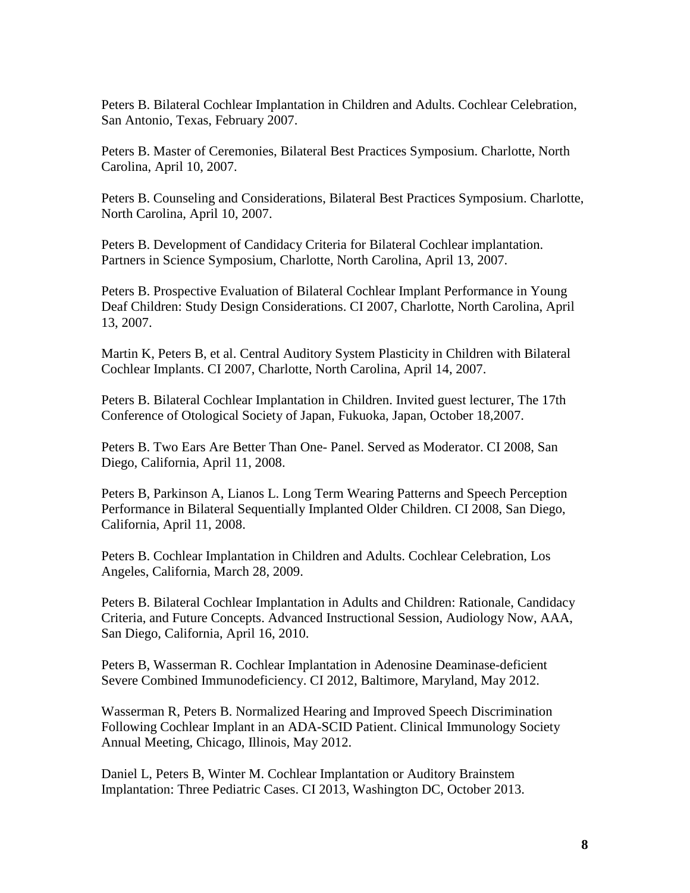Peters B. Bilateral Cochlear Implantation in Children and Adults. Cochlear Celebration, San Antonio, Texas, February 2007.

Peters B. Master of Ceremonies, Bilateral Best Practices Symposium. Charlotte, North Carolina, April 10, 2007.

Peters B. Counseling and Considerations, Bilateral Best Practices Symposium. Charlotte, North Carolina, April 10, 2007.

Peters B. Development of Candidacy Criteria for Bilateral Cochlear implantation. Partners in Science Symposium, Charlotte, North Carolina, April 13, 2007.

Peters B. Prospective Evaluation of Bilateral Cochlear Implant Performance in Young Deaf Children: Study Design Considerations. CI 2007, Charlotte, North Carolina, April 13, 2007.

Martin K, Peters B, et al. Central Auditory System Plasticity in Children with Bilateral Cochlear Implants. CI 2007, Charlotte, North Carolina, April 14, 2007.

Peters B. Bilateral Cochlear Implantation in Children. Invited guest lecturer, The 17th Conference of Otological Society of Japan, Fukuoka, Japan, October 18,2007.

Peters B. Two Ears Are Better Than One- Panel. Served as Moderator. CI 2008, San Diego, California, April 11, 2008.

Peters B, Parkinson A, Lianos L. Long Term Wearing Patterns and Speech Perception Performance in Bilateral Sequentially Implanted Older Children. CI 2008, San Diego, California, April 11, 2008.

Peters B. Cochlear Implantation in Children and Adults. Cochlear Celebration, Los Angeles, California, March 28, 2009.

Peters B. Bilateral Cochlear Implantation in Adults and Children: Rationale, Candidacy Criteria, and Future Concepts. Advanced Instructional Session, Audiology Now, AAA, San Diego, California, April 16, 2010.

Peters B, Wasserman R. Cochlear Implantation in Adenosine Deaminase-deficient Severe Combined Immunodeficiency. CI 2012, Baltimore, Maryland, May 2012.

Wasserman R, Peters B. Normalized Hearing and Improved Speech Discrimination Following Cochlear Implant in an ADA-SCID Patient. Clinical Immunology Society Annual Meeting, Chicago, Illinois, May 2012.

Daniel L, Peters B, Winter M. Cochlear Implantation or Auditory Brainstem Implantation: Three Pediatric Cases. CI 2013, Washington DC, October 2013.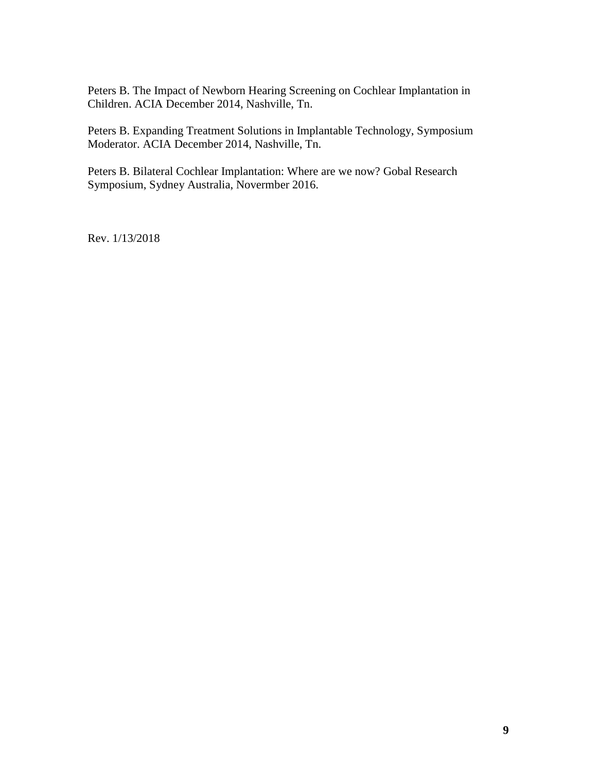Peters B. The Impact of Newborn Hearing Screening on Cochlear Implantation in Children. ACIA December 2014, Nashville, Tn.

Peters B. Expanding Treatment Solutions in Implantable Technology, Symposium Moderator. ACIA December 2014, Nashville, Tn.

Peters B. Bilateral Cochlear Implantation: Where are we now? Gobal Research Symposium, Sydney Australia, Novermber 2016.

Rev. 1/13/2018